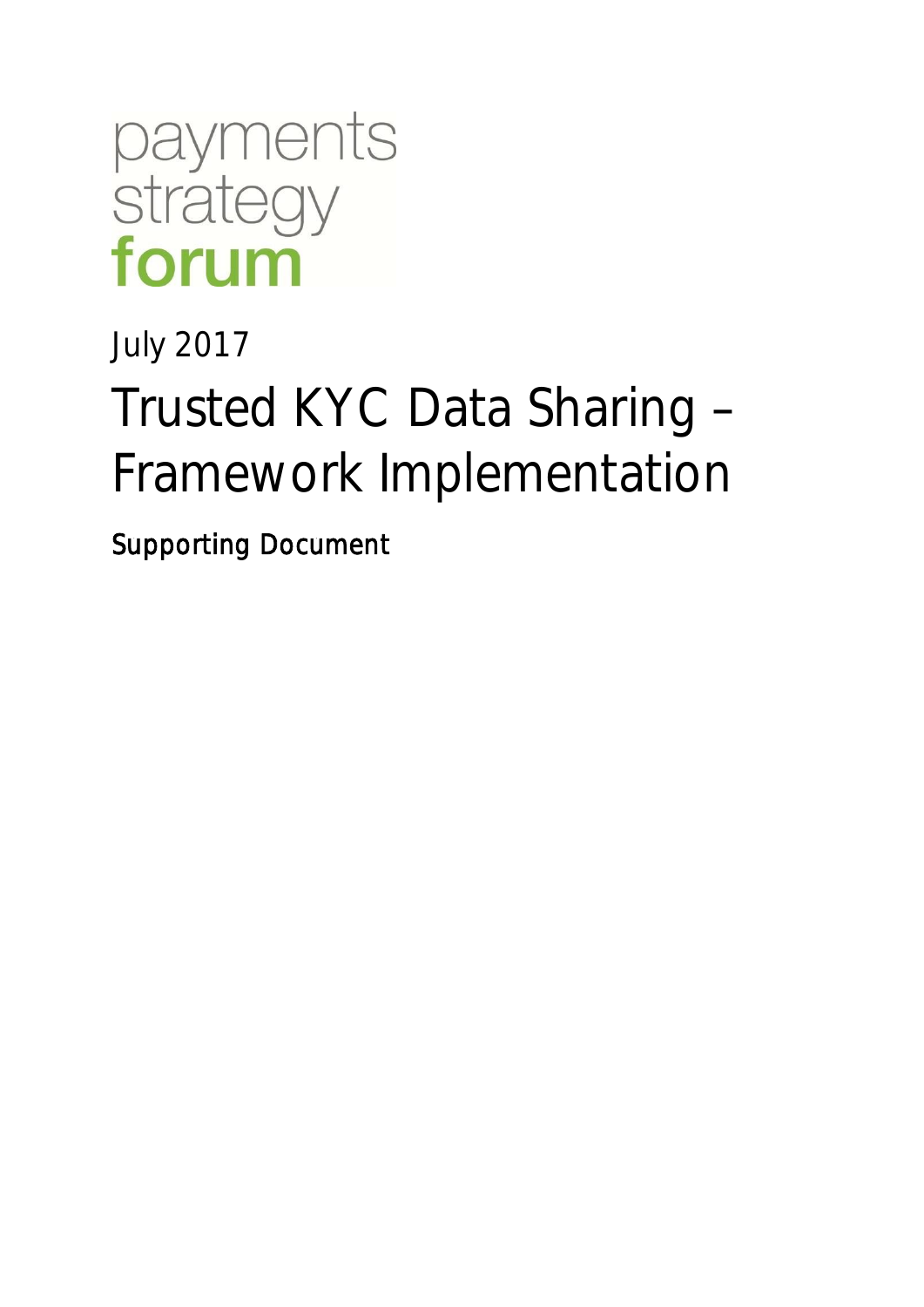payments
strategy
forum

July 2017

# Trusted KYC Data Sharing – Framework Implementation

Supporting Document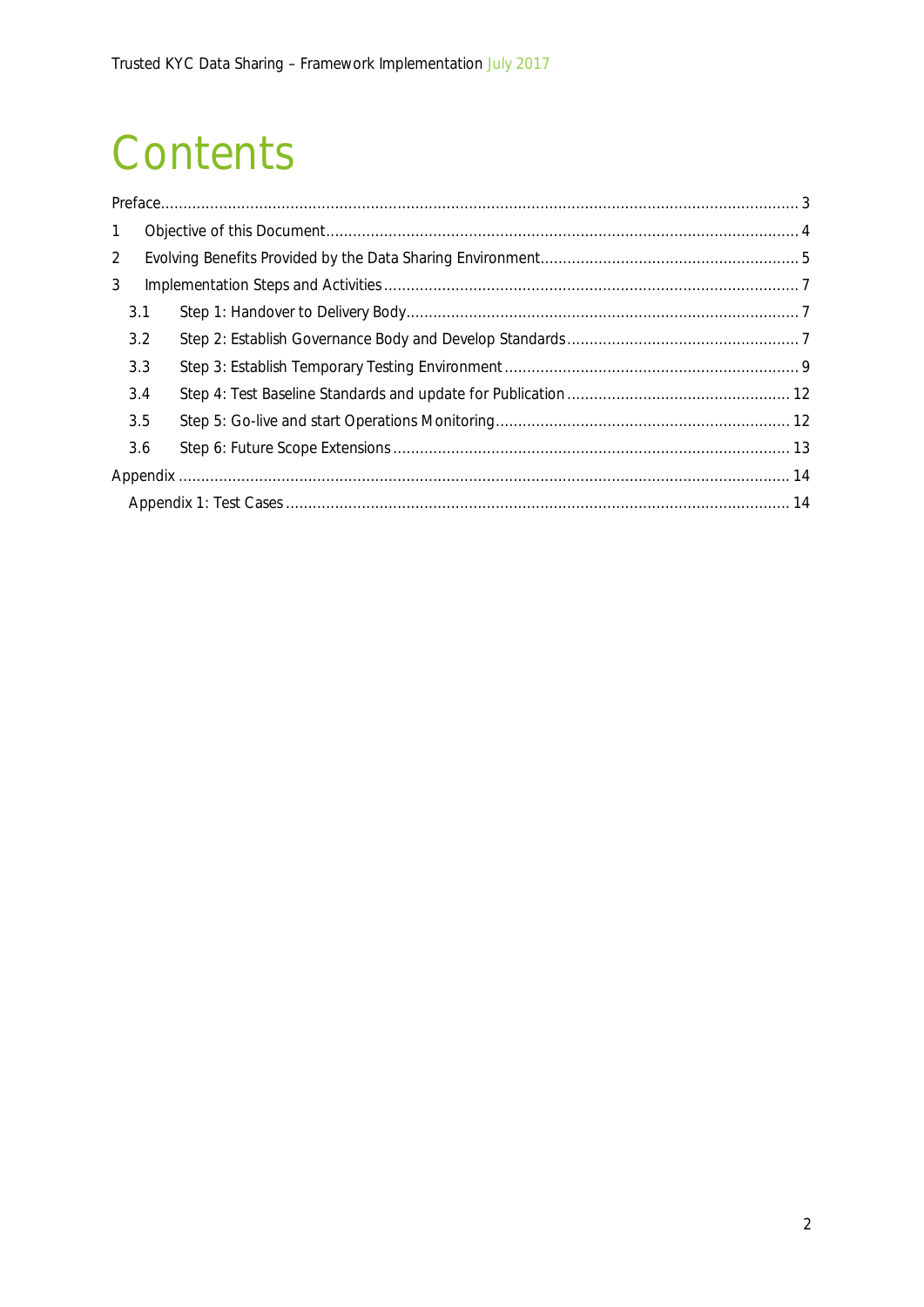# Contents

- Preface ... 3
- 1 Objective of this Document ... 4
- 2 Evolving Benefits Provided by the Data Sharing Environment ... 5
- 3 Implementation Steps and Activities ... 7
  - 3.1 Step 1: Handover to Delivery Body ... 7
  - 3.2 Step 2: Establish Governance Body and Develop Standards ... 7
  - 3.3 Step 3: Establish Temporary Testing Environment ... 9
  - 3.4 Step 4: Test Baseline Standards and update for Publication ... 12
  - 3.5 Step 5: Go-live and start Operations Monitoring ... 12
  - 3.6 Step 6: Future Scope Extensions ... 13
- Appendix ... 14
  - Appendix 1: Test Cases ... 14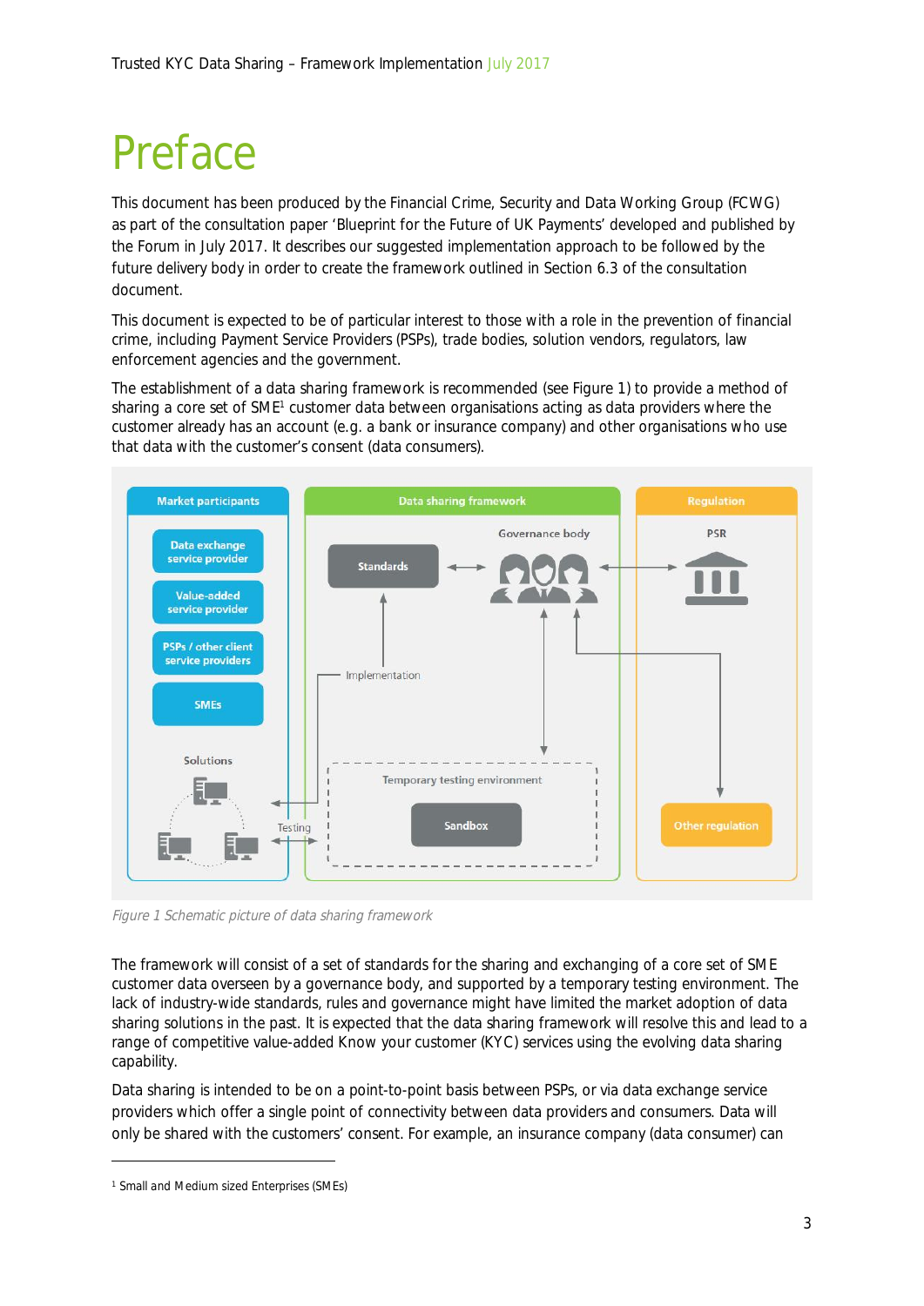# Preface

This document has been produced by the Financial Crime, Security and Data Working Group (FCWG) as part of the consultation paper 'Blueprint for the Future of UK Payments' developed and published by the Forum in July 2017. It describes our suggested implementation approach to be followed by the future delivery body in order to create the framework outlined in Section 6.3 of the consultation document.

This document is expected to be of particular interest to those with a role in the prevention of financial crime, including Payment Service Providers (PSPs), trade bodies, solution vendors, regulators, law enforcement agencies and the government.

The establishment of a data sharing framework is recommended (see Figure 1) to provide a method of sharing a core set of SME[1] customer data between organisations acting as data providers where the customer already has an account (e.g. a bank or insurance company) and other organisations who use that data with the customer's consent (data consumers).

*Figure 1 Schematic picture of data sharing framework*

The framework will consist of a set of standards for the sharing and exchanging of a core set of SME customer data overseen by a governance body, and supported by a temporary testing environment. The lack of industry-wide standards, rules and governance might have limited the market adoption of data sharing solutions in the past. It is expected that the data sharing framework will resolve this and lead to a range of competitive value-added Know your customer (KYC) services using the evolving data sharing capability.

Data sharing is intended to be on a point-to-point basis between PSPs, or via data exchange service providers which offer a single point of connectivity between data providers and consumers. Data will only be shared with the customers' consent. For example, an insurance company (data consumer) can

[1] Small and Medium sized Enterprises (SMEs)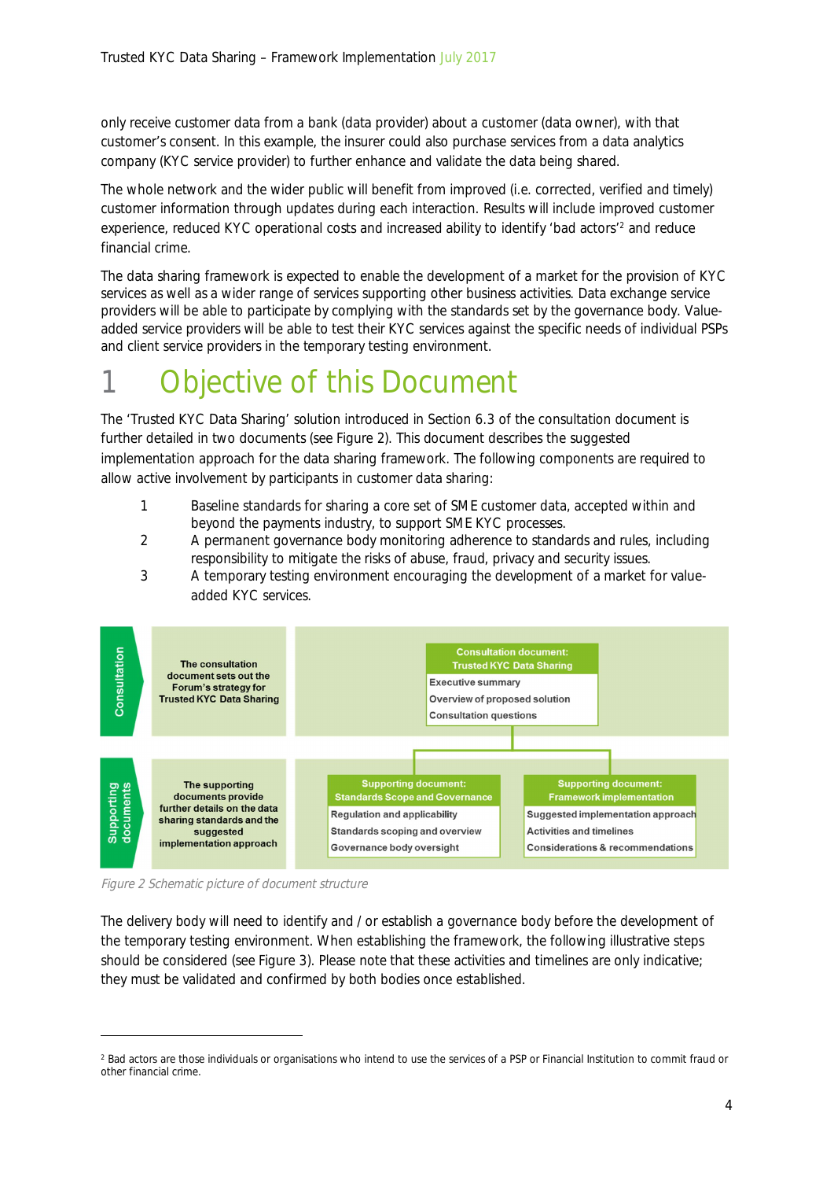only receive customer data from a bank (data provider) about a customer (data owner), with that customer's consent. In this example, the insurer could also purchase services from a data analytics company (KYC service provider) to further enhance and validate the data being shared.

The whole network and the wider public will benefit from improved (i.e. corrected, verified and timely) customer information through updates during each interaction. Results will include improved customer experience, reduced KYC operational costs and increased ability to identify 'bad actors'[2] and reduce financial crime.

The data sharing framework is expected to enable the development of a market for the provision of KYC services as well as a wider range of services supporting other business activities. Data exchange service providers will be able to participate by complying with the standards set by the governance body. Value-added service providers will be able to test their KYC services against the specific needs of individual PSPs and client service providers in the temporary testing environment.

# 1 Objective of this Document

The 'Trusted KYC Data Sharing' solution introduced in Section 6.3 of the consultation document is further detailed in two documents (see Figure 2). This document describes the suggested implementation approach for the data sharing framework. The following components are required to allow active involvement by participants in customer data sharing:

1. Baseline standards for sharing a core set of SME customer data, accepted within and beyond the payments industry, to support SME KYC processes.
2. A permanent governance body monitoring adherence to standards and rules, including responsibility to mitigate the risks of abuse, fraud, privacy and security issues.
3. A temporary testing environment encouraging the development of a market for value-added KYC services.

**Consultation** — The consultation document sets out the Forum's strategy for Trusted KYC Data Sharing

**Consultation document: Trusted KYC Data Sharing**
- Executive summary
- Overview of proposed solution
- Consultation questions

**Supporting documents** — The supporting documents provide further details on the data sharing standards and the suggested implementation approach

**Supporting document: Standards Scope and Governance**
- Regulation and applicability
- Standards scoping and overview
- Governance body oversight

**Supporting document: Framework implementation**
- Suggested implementation approach
- Activities and timelines
- Considerations & recommendations

*Figure 2 Schematic picture of document structure*

The delivery body will need to identify and / or establish a governance body before the development of the temporary testing environment. When establishing the framework, the following illustrative steps should be considered (see Figure 3). Please note that these activities and timelines are only indicative; they must be validated and confirmed by both bodies once established.

---

[2] Bad actors are those individuals or organisations who intend to use the services of a PSP or Financial Institution to commit fraud or other financial crime.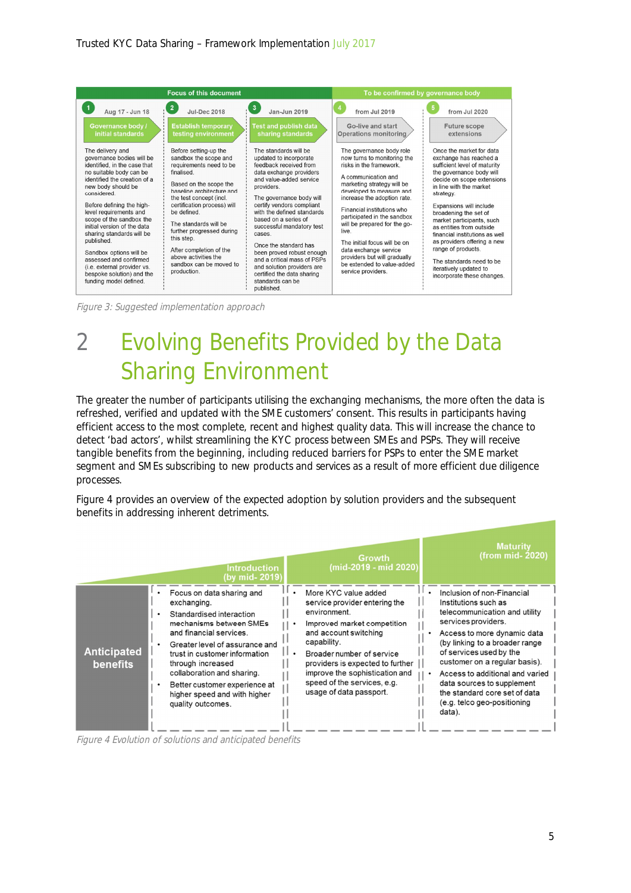| Focus of this document | | | To be confirmed by governance body | |
|---|---|---|---|---|
| 1 Aug 17 - Jun 18 | 2 Jul-Dec 2018 | 3 Jan-Jun 2019 | 4 from Jul 2019 | 5 from Jul 2020 |
| Governance body / initial standards | Establish temporary testing environment | Test and publish data sharing standards | Go-live and start Operations monitoring | Future scope extensions |
| The delivery and governance bodies will be identified, in the case that no suitable body can be identified the creation of a new body should be considered. Before defining the high-level requirements and scope of the sandbox the initial version of the data sharing standards will be published. Sandbox options will be assessed and confirmed (i.e. external provider vs. bespoke solution) and the funding model defined. | Before setting-up the sandbox the scope and requirements need to be finalised. Based on the scope the baseline architecture and the test concept (incl. certification process) will be defined. The standards will be further progressed during this step. After completion of the above activities the sandbox can be moved to production. | The standards will be updated to incorporate feedback received from data exchange providers and value-added service providers. The governance body will certify vendors compliant with the defined standards based on a series of successful mandatory test cases. Once the standard has been proved robust enough and a critical mass of PSPs and solution providers are certified the data sharing standards can be published. | The governance body role now turns to monitoring the risks in the framework. A communication and marketing strategy will be developed to measure and increase the adoption rate. Financial institutions who participated in the sandbox will be prepared for the go-live. The initial focus will be on data exchange service providers but will gradually be extended to value-added service providers. | Once the market for data exchange has reached a sufficient level of maturity the governance body will decide on scope extensions in line with the market strategy. Expansions will include broadening the set of market participants, such as entities from outside financial institutions as well as providers offering a new range of products. The standards need to be iteratively updated to incorporate these changes. |

*Figure 3: Suggested implementation approach*

# 2 Evolving Benefits Provided by the Data Sharing Environment

The greater the number of participants utilising the exchanging mechanisms, the more often the data is refreshed, verified and updated with the SME customers' consent. This results in participants having efficient access to the most complete, recent and highest quality data. This will increase the chance to detect 'bad actors', whilst streamlining the KYC process between SMEs and PSPs. They will receive tangible benefits from the beginning, including reduced barriers for PSPs to enter the SME market segment and SMEs subscribing to new products and services as a result of more efficient due diligence processes.

Figure 4 provides an overview of the expected adoption by solution providers and the subsequent benefits in addressing inherent detriments.

| | Introduction (by mid- 2019) | Growth (mid-2019 - mid 2020) | Maturity (from mid- 2020) |
|---|---|---|---|
| **Anticipated benefits** | • Focus on data sharing and exchanging.<br>• Standardised interaction mechanisms between SMEs and financial services.<br>• Greater level of assurance and trust in customer information through increased collaboration and sharing.<br>• Better customer experience at higher speed and with higher quality outcomes. | • More KYC value added service provider entering the environment.<br>• Improved market competition and account switching capability.<br>• Broader number of service providers is expected to further improve the sophistication and speed of the services, e.g. usage of data passport. | • Inclusion of non-Financial Institutions such as telecommunication and utility services providers.<br>• Access to more dynamic data (by linking to a broader range of services used by the customer on a regular basis).<br>• Access to additional and varied data sources to supplement the standard core set of data (e.g. telco geo-positioning data). |

*Figure 4 Evolution of solutions and anticipated benefits*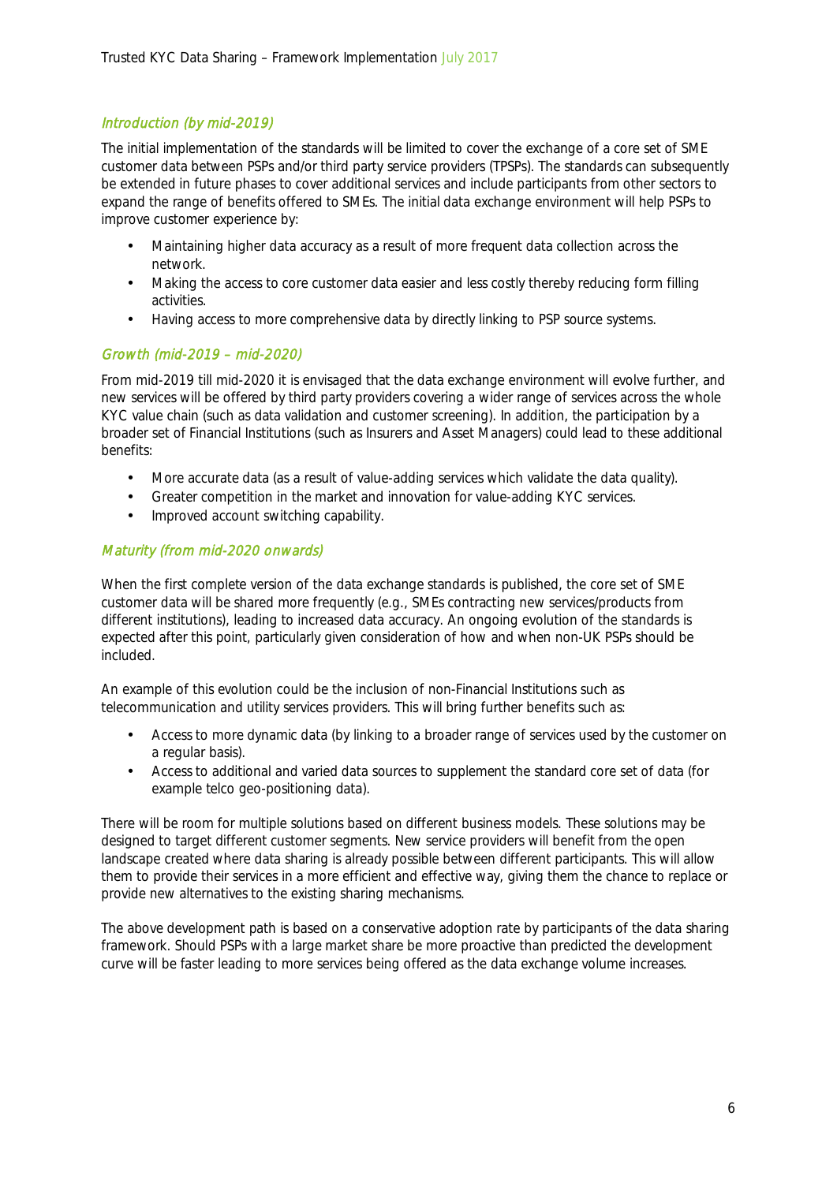### *Introduction (by mid-2019)*

The initial implementation of the standards will be limited to cover the exchange of a core set of SME customer data between PSPs and/or third party service providers (TPSPs). The standards can subsequently be extended in future phases to cover additional services and include participants from other sectors to expand the range of benefits offered to SMEs. The initial data exchange environment will help PSPs to improve customer experience by:

- Maintaining higher data accuracy as a result of more frequent data collection across the network.
- Making the access to core customer data easier and less costly thereby reducing form filling activities.
- Having access to more comprehensive data by directly linking to PSP source systems.

### *Growth (mid-2019 – mid-2020)*

From mid-2019 till mid-2020 it is envisaged that the data exchange environment will evolve further, and new services will be offered by third party providers covering a wider range of services across the whole KYC value chain (such as data validation and customer screening). In addition, the participation by a broader set of Financial Institutions (such as Insurers and Asset Managers) could lead to these additional benefits:

- More accurate data (as a result of value-adding services which validate the data quality).
- Greater competition in the market and innovation for value-adding KYC services.
- Improved account switching capability.

### *Maturity (from mid-2020 onwards)*

When the first complete version of the data exchange standards is published, the core set of SME customer data will be shared more frequently (e.g., SMEs contracting new services/products from different institutions), leading to increased data accuracy. An ongoing evolution of the standards is expected after this point, particularly given consideration of how and when non-UK PSPs should be included.

An example of this evolution could be the inclusion of non-Financial Institutions such as telecommunication and utility services providers. This will bring further benefits such as:

- Access to more dynamic data (by linking to a broader range of services used by the customer on a regular basis).
- Access to additional and varied data sources to supplement the standard core set of data (for example telco geo-positioning data).

There will be room for multiple solutions based on different business models. These solutions may be designed to target different customer segments. New service providers will benefit from the open landscape created where data sharing is already possible between different participants. This will allow them to provide their services in a more efficient and effective way, giving them the chance to replace or provide new alternatives to the existing sharing mechanisms.

The above development path is based on a conservative adoption rate by participants of the data sharing framework. Should PSPs with a large market share be more proactive than predicted the development curve will be faster leading to more services being offered as the data exchange volume increases.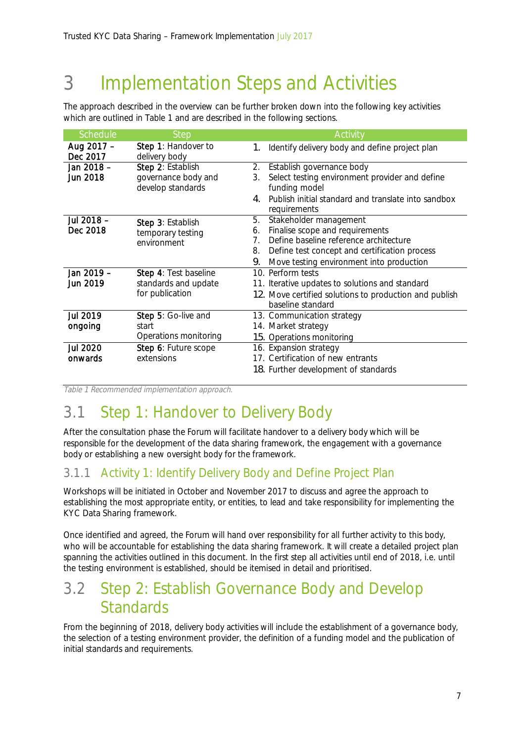# 3 Implementation Steps and Activities

The approach described in the overview can be further broken down into the following key activities which are outlined in Table 1 and are described in the following sections.

| Schedule | Step | Activity |
|---|---|---|
| Aug 2017 – Dec 2017 | **Step 1**: Handover to delivery body | 1. Identify delivery body and define project plan |
| Jan 2018 – Jun 2018 | **Step 2**: Establish governance body and develop standards | 2. Establish governance body<br>3. Select testing environment provider and define funding model<br>4. Publish initial standard and translate into sandbox requirements |
| Jul 2018 – Dec 2018 | **Step 3**: Establish temporary testing environment | 5. Stakeholder management<br>6. Finalise scope and requirements<br>7. Define baseline reference architecture<br>8. Define test concept and certification process<br>9. Move testing environment into production |
| Jan 2019 – Jun 2019 | **Step 4**: Test baseline standards and update for publication | 10. Perform tests<br>11. Iterative updates to solutions and standard<br>12. Move certified solutions to production and publish baseline standard |
| Jul 2019 ongoing | **Step 5**: Go-live and start Operations monitoring | 13. Communication strategy<br>14. Market strategy<br>15. Operations monitoring |
| Jul 2020 onwards | **Step 6**: Future scope extensions | 16. Expansion strategy<br>17. Certification of new entrants<br>18. Further development of standards |

*Table 1 Recommended implementation approach.*

## 3.1 Step 1: Handover to Delivery Body

After the consultation phase the Forum will facilitate handover to a delivery body which will be responsible for the development of the data sharing framework, the engagement with a governance body or establishing a new oversight body for the framework.

### 3.1.1 Activity 1: Identify Delivery Body and Define Project Plan

Workshops will be initiated in October and November 2017 to discuss and agree the approach to establishing the most appropriate entity, or entities, to lead and take responsibility for implementing the KYC Data Sharing framework.

Once identified and agreed, the Forum will hand over responsibility for all further activity to this body, who will be accountable for establishing the data sharing framework. It will create a detailed project plan spanning the activities outlined in this document. In the first step all activities until end of 2018, i.e. until the testing environment is established, should be itemised in detail and prioritised.

## 3.2 Step 2: Establish Governance Body and Develop Standards

From the beginning of 2018, delivery body activities will include the establishment of a governance body, the selection of a testing environment provider, the definition of a funding model and the publication of initial standards and requirements.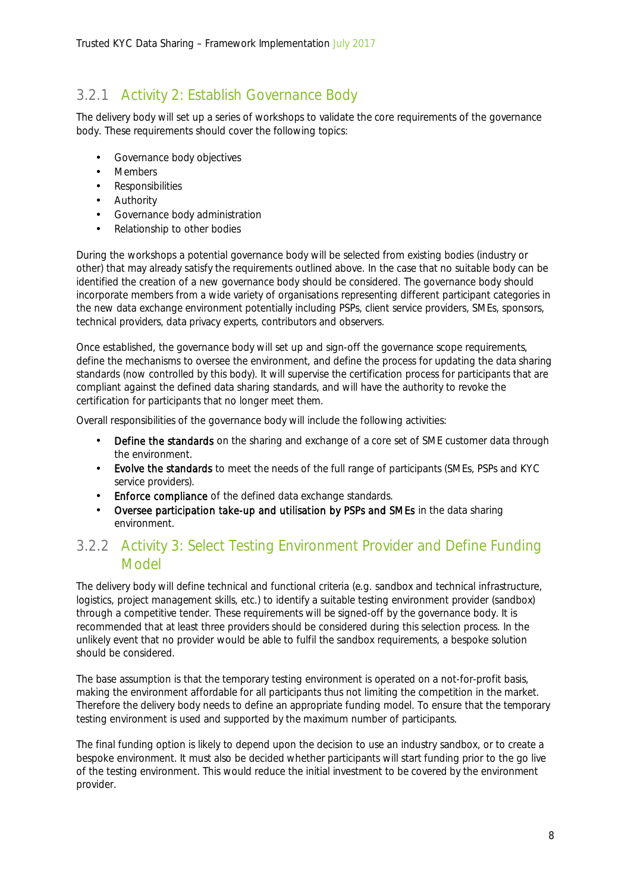### 3.2.1 Activity 2: Establish Governance Body

The delivery body will set up a series of workshops to validate the core requirements of the governance body. These requirements should cover the following topics:

- Governance body objectives
- Members
- Responsibilities
- Authority
- Governance body administration
- Relationship to other bodies

During the workshops a potential governance body will be selected from existing bodies (industry or other) that may already satisfy the requirements outlined above. In the case that no suitable body can be identified the creation of a new governance body should be considered. The governance body should incorporate members from a wide variety of organisations representing different participant categories in the new data exchange environment potentially including PSPs, client service providers, SMEs, sponsors, technical providers, data privacy experts, contributors and observers.

Once established, the governance body will set up and sign-off the governance scope requirements, define the mechanisms to oversee the environment, and define the process for updating the data sharing standards (now controlled by this body). It will supervise the certification process for participants that are compliant against the defined data sharing standards, and will have the authority to revoke the certification for participants that no longer meet them.

Overall responsibilities of the governance body will include the following activities:

- **Define the standards** on the sharing and exchange of a core set of SME customer data through the environment.
- **Evolve the standards** to meet the needs of the full range of participants (SMEs, PSPs and KYC service providers).
- **Enforce compliance** of the defined data exchange standards.
- **Oversee participation take-up and utilisation by PSPs and SMEs** in the data sharing environment.

### 3.2.2 Activity 3: Select Testing Environment Provider and Define Funding Model

The delivery body will define technical and functional criteria (e.g. sandbox and technical infrastructure, logistics, project management skills, etc.) to identify a suitable testing environment provider (sandbox) through a competitive tender. These requirements will be signed-off by the governance body. It is recommended that at least three providers should be considered during this selection process. In the unlikely event that no provider would be able to fulfil the sandbox requirements, a bespoke solution should be considered.

The base assumption is that the temporary testing environment is operated on a not-for-profit basis, making the environment affordable for all participants thus not limiting the competition in the market. Therefore the delivery body needs to define an appropriate funding model. To ensure that the temporary testing environment is used and supported by the maximum number of participants.

The final funding option is likely to depend upon the decision to use an industry sandbox, or to create a bespoke environment. It must also be decided whether participants will start funding prior to the go live of the testing environment. This would reduce the initial investment to be covered by the environment provider.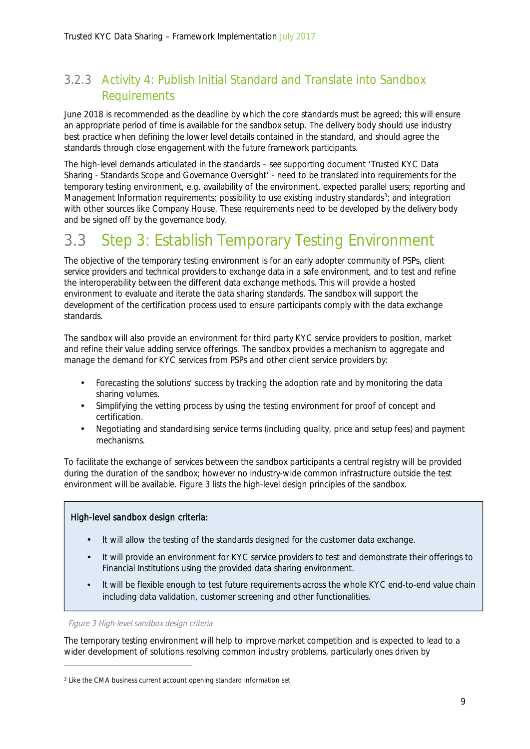### 3.2.3 Activity 4: Publish Initial Standard and Translate into Sandbox Requirements

June 2018 is recommended as the deadline by which the core standards must be agreed; this will ensure an appropriate period of time is available for the sandbox setup. The delivery body should use industry best practice when defining the lower level details contained in the standard, and should agree the standards through close engagement with the future framework participants.

The high-level demands articulated in the standards – see supporting document 'Trusted KYC Data Sharing - Standards Scope and Governance Oversight' - need to be translated into requirements for the temporary testing environment, e.g. availability of the environment, expected parallel users; reporting and Management Information requirements; possibility to use existing industry standards[3]; and integration with other sources like Company House. These requirements need to be developed by the delivery body and be signed off by the governance body.

## 3.3 Step 3: Establish Temporary Testing Environment

The objective of the temporary testing environment is for an early adopter community of PSPs, client service providers and technical providers to exchange data in a safe environment, and to test and refine the interoperability between the different data exchange methods. This will provide a hosted environment to evaluate and iterate the data sharing standards. The sandbox will support the development of the certification process used to ensure participants comply with the data exchange standards.

The sandbox will also provide an environment for third party KYC service providers to position, market and refine their value adding service offerings. The sandbox provides a mechanism to aggregate and manage the demand for KYC services from PSPs and other client service providers by:

- Forecasting the solutions' success by tracking the adoption rate and by monitoring the data sharing volumes.
- Simplifying the vetting process by using the testing environment for proof of concept and certification.
- Negotiating and standardising service terms (including quality, price and setup fees) and payment mechanisms.

To facilitate the exchange of services between the sandbox participants a central registry will be provided during the duration of the sandbox; however no industry-wide common infrastructure outside the test environment will be available. Figure 3 lists the high-level design principles of the sandbox.

> High-level sandbox design criteria:
>
> - It will allow the testing of the standards designed for the customer data exchange.
> - It will provide an environment for KYC service providers to test and demonstrate their offerings to Financial Institutions using the provided data sharing environment.
> - It will be flexible enough to test future requirements across the whole KYC end-to-end value chain including data validation, customer screening and other functionalities.

*Figure 3 High-level sandbox design criteria*

The temporary testing environment will help to improve market competition and is expected to lead to a wider development of solutions resolving common industry problems, particularly ones driven by

[3] Like the CMA business current account opening standard information set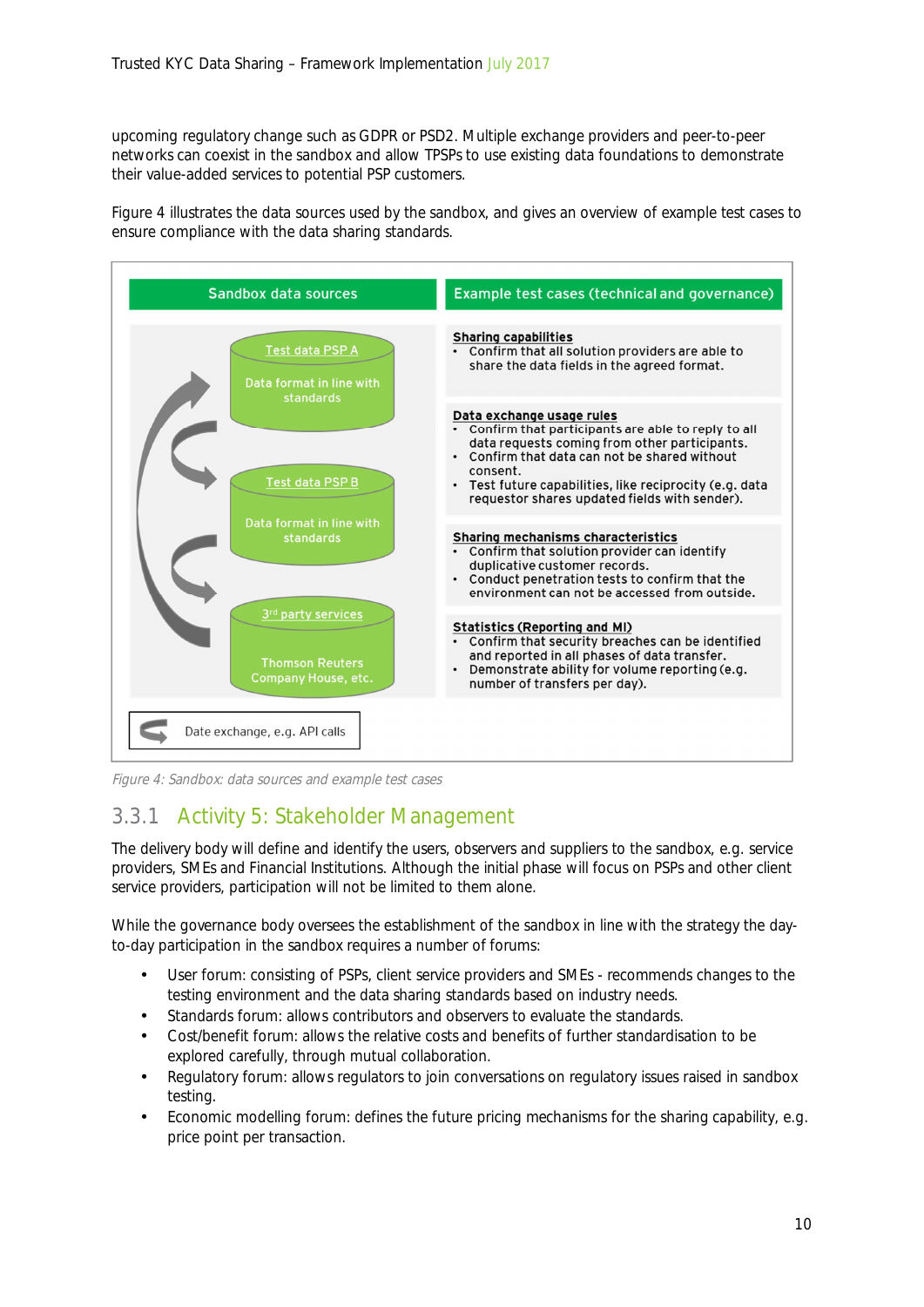upcoming regulatory change such as GDPR or PSD2. Multiple exchange providers and peer-to-peer networks can coexist in the sandbox and allow TPSPs to use existing data foundations to demonstrate their value-added services to potential PSP customers.

Figure 4 illustrates the data sources used by the sandbox, and gives an overview of example test cases to ensure compliance with the data sharing standards.

**Sandbox data sources**

- Test data PSP A – Data format in line with standards
- Test data PSP B – Data format in line with standards
- 3rd party services – Thomson Reuters Company House, etc.

Date exchange, e.g. API calls

**Example test cases (technical and governance)**

**Sharing capabilities**
- Confirm that all solution providers are able to share the data fields in the agreed format.

**Data exchange usage rules**
- Confirm that participants are able to reply to all data requests coming from other participants.
- Confirm that data can not be shared without consent.
- Test future capabilities, like reciprocity (e.g. data requestor shares updated fields with sender).

**Sharing mechanisms characteristics**
- Confirm that solution provider can identify duplicative customer records.
- Conduct penetration tests to confirm that the environment can not be accessed from outside.

**Statistics (Reporting and MI)**
- Confirm that security breaches can be identified and reported in all phases of data transfer.
- Demonstrate ability for volume reporting (e.g. number of transfers per day).

*Figure 4: Sandbox: data sources and example test cases*

### 3.3.1 Activity 5: Stakeholder Management

The delivery body will define and identify the users, observers and suppliers to the sandbox, e.g. service providers, SMEs and Financial Institutions. Although the initial phase will focus on PSPs and other client service providers, participation will not be limited to them alone.

While the governance body oversees the establishment of the sandbox in line with the strategy the day-to-day participation in the sandbox requires a number of forums:

- User forum: consisting of PSPs, client service providers and SMEs - recommends changes to the testing environment and the data sharing standards based on industry needs.
- Standards forum: allows contributors and observers to evaluate the standards.
- Cost/benefit forum: allows the relative costs and benefits of further standardisation to be explored carefully, through mutual collaboration.
- Regulatory forum: allows regulators to join conversations on regulatory issues raised in sandbox testing.
- Economic modelling forum: defines the future pricing mechanisms for the sharing capability, e.g. price point per transaction.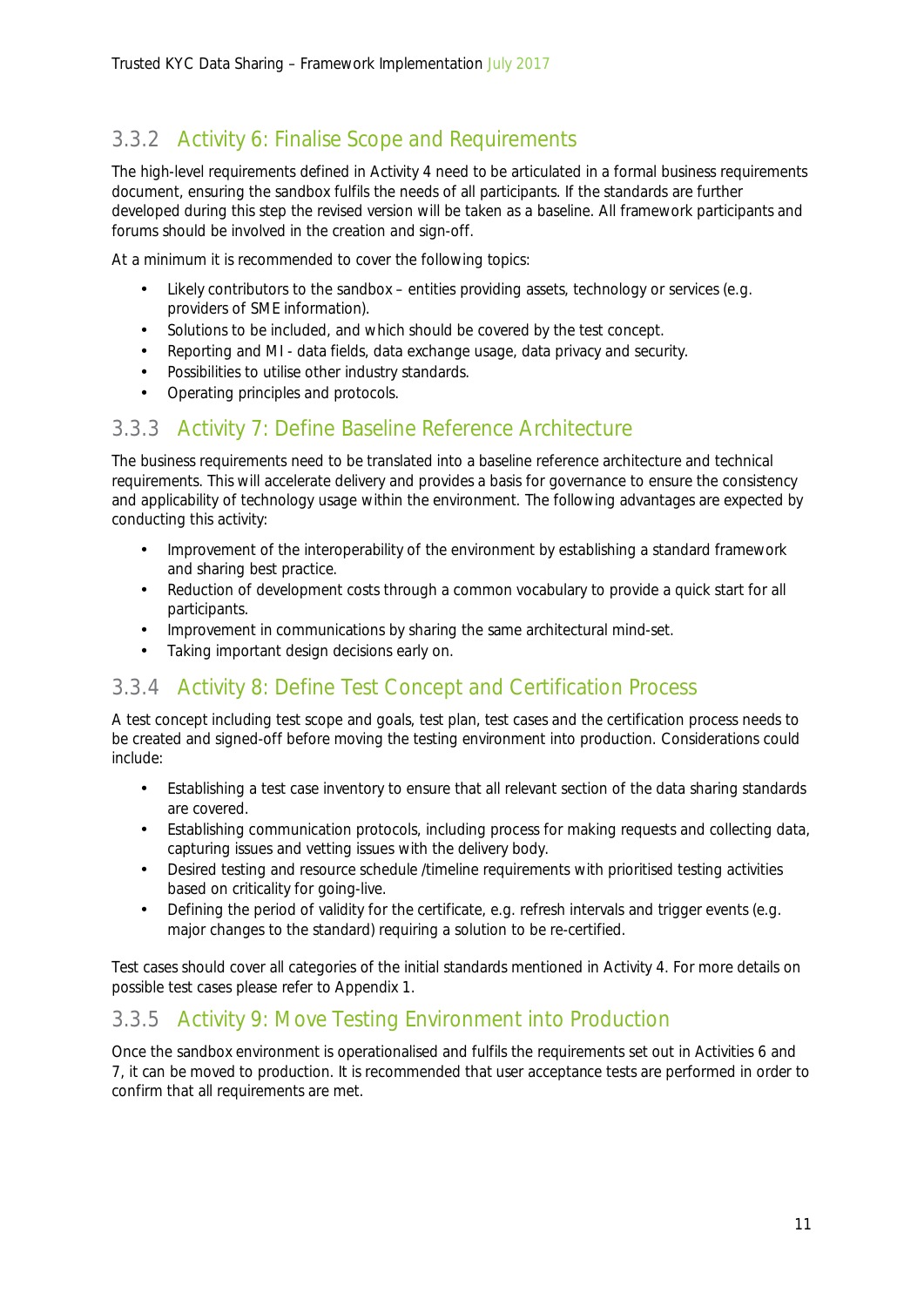### 3.3.2 Activity 6: Finalise Scope and Requirements

The high-level requirements defined in Activity 4 need to be articulated in a formal business requirements document, ensuring the sandbox fulfils the needs of all participants. If the standards are further developed during this step the revised version will be taken as a baseline. All framework participants and forums should be involved in the creation and sign-off.

At a minimum it is recommended to cover the following topics:

- Likely contributors to the sandbox – entities providing assets, technology or services (e.g. providers of SME information).
- Solutions to be included, and which should be covered by the test concept.
- Reporting and MI - data fields, data exchange usage, data privacy and security.
- Possibilities to utilise other industry standards.
- Operating principles and protocols.

### 3.3.3 Activity 7: Define Baseline Reference Architecture

The business requirements need to be translated into a baseline reference architecture and technical requirements. This will accelerate delivery and provides a basis for governance to ensure the consistency and applicability of technology usage within the environment. The following advantages are expected by conducting this activity:

- Improvement of the interoperability of the environment by establishing a standard framework and sharing best practice.
- Reduction of development costs through a common vocabulary to provide a quick start for all participants.
- Improvement in communications by sharing the same architectural mind-set.
- Taking important design decisions early on.

### 3.3.4 Activity 8: Define Test Concept and Certification Process

A test concept including test scope and goals, test plan, test cases and the certification process needs to be created and signed-off before moving the testing environment into production. Considerations could include:

- Establishing a test case inventory to ensure that all relevant section of the data sharing standards are covered.
- Establishing communication protocols, including process for making requests and collecting data, capturing issues and vetting issues with the delivery body.
- Desired testing and resource schedule /timeline requirements with prioritised testing activities based on criticality for going-live.
- Defining the period of validity for the certificate, e.g. refresh intervals and trigger events (e.g. major changes to the standard) requiring a solution to be re-certified.

Test cases should cover all categories of the initial standards mentioned in Activity 4. For more details on possible test cases please refer to Appendix 1.

### 3.3.5 Activity 9: Move Testing Environment into Production

Once the sandbox environment is operationalised and fulfils the requirements set out in Activities 6 and 7, it can be moved to production. It is recommended that user acceptance tests are performed in order to confirm that all requirements are met.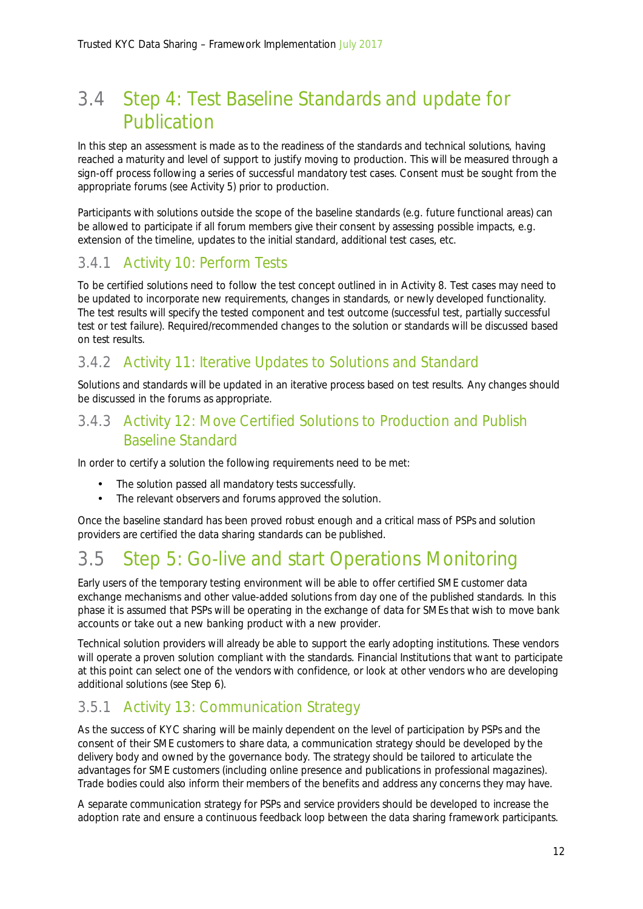## 3.4 Step 4: Test Baseline Standards and update for Publication

In this step an assessment is made as to the readiness of the standards and technical solutions, having reached a maturity and level of support to justify moving to production. This will be measured through a sign-off process following a series of successful mandatory test cases. Consent must be sought from the appropriate forums (see Activity 5) prior to production.

Participants with solutions outside the scope of the baseline standards (e.g. future functional areas) can be allowed to participate if all forum members give their consent by assessing possible impacts, e.g. extension of the timeline, updates to the initial standard, additional test cases, etc.

### 3.4.1 Activity 10: Perform Tests

To be certified solutions need to follow the test concept outlined in in Activity 8. Test cases may need to be updated to incorporate new requirements, changes in standards, or newly developed functionality. The test results will specify the tested component and test outcome (successful test, partially successful test or test failure). Required/recommended changes to the solution or standards will be discussed based on test results.

### 3.4.2 Activity 11: Iterative Updates to Solutions and Standard

Solutions and standards will be updated in an iterative process based on test results. Any changes should be discussed in the forums as appropriate.

### 3.4.3 Activity 12: Move Certified Solutions to Production and Publish Baseline Standard

In order to certify a solution the following requirements need to be met:

- The solution passed all mandatory tests successfully.
- The relevant observers and forums approved the solution.

Once the baseline standard has been proved robust enough and a critical mass of PSPs and solution providers are certified the data sharing standards can be published.

## 3.5 Step 5: Go-live and start Operations Monitoring

Early users of the temporary testing environment will be able to offer certified SME customer data exchange mechanisms and other value-added solutions from day one of the published standards. In this phase it is assumed that PSPs will be operating in the exchange of data for SMEs that wish to move bank accounts or take out a new banking product with a new provider.

Technical solution providers will already be able to support the early adopting institutions. These vendors will operate a proven solution compliant with the standards. Financial Institutions that want to participate at this point can select one of the vendors with confidence, or look at other vendors who are developing additional solutions (see Step 6).

### 3.5.1 Activity 13: Communication Strategy

As the success of KYC sharing will be mainly dependent on the level of participation by PSPs and the consent of their SME customers to share data, a communication strategy should be developed by the delivery body and owned by the governance body. The strategy should be tailored to articulate the advantages for SME customers (including online presence and publications in professional magazines). Trade bodies could also inform their members of the benefits and address any concerns they may have.

A separate communication strategy for PSPs and service providers should be developed to increase the adoption rate and ensure a continuous feedback loop between the data sharing framework participants.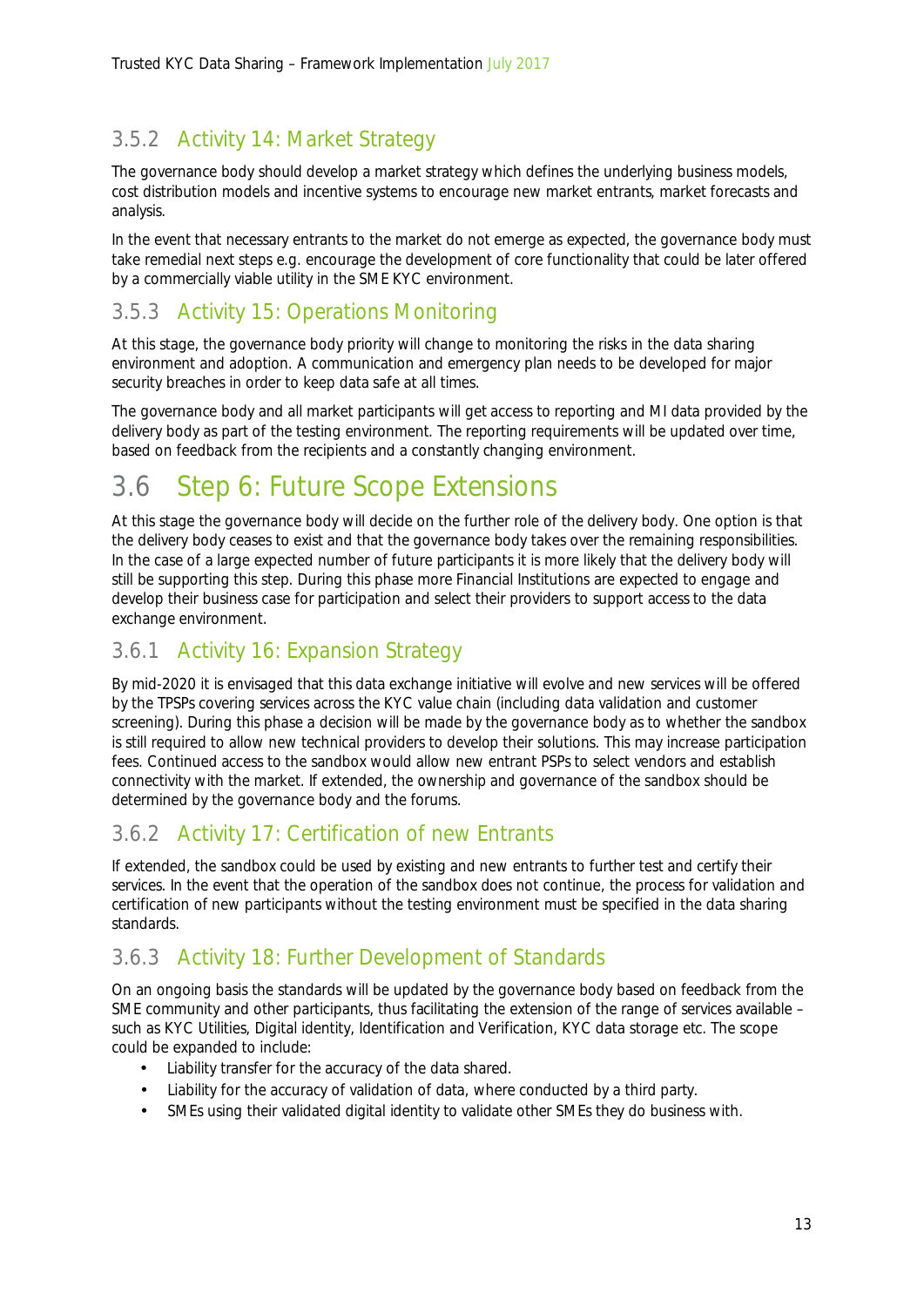### 3.5.2 Activity 14: Market Strategy

The governance body should develop a market strategy which defines the underlying business models, cost distribution models and incentive systems to encourage new market entrants, market forecasts and analysis.

In the event that necessary entrants to the market do not emerge as expected, the governance body must take remedial next steps e.g. encourage the development of core functionality that could be later offered by a commercially viable utility in the SME KYC environment.

### 3.5.3 Activity 15: Operations Monitoring

At this stage, the governance body priority will change to monitoring the risks in the data sharing environment and adoption. A communication and emergency plan needs to be developed for major security breaches in order to keep data safe at all times.

The governance body and all market participants will get access to reporting and MI data provided by the delivery body as part of the testing environment. The reporting requirements will be updated over time, based on feedback from the recipients and a constantly changing environment.

## 3.6 Step 6: Future Scope Extensions

At this stage the governance body will decide on the further role of the delivery body. One option is that the delivery body ceases to exist and that the governance body takes over the remaining responsibilities. In the case of a large expected number of future participants it is more likely that the delivery body will still be supporting this step. During this phase more Financial Institutions are expected to engage and develop their business case for participation and select their providers to support access to the data exchange environment.

### 3.6.1 Activity 16: Expansion Strategy

By mid-2020 it is envisaged that this data exchange initiative will evolve and new services will be offered by the TPSPs covering services across the KYC value chain (including data validation and customer screening). During this phase a decision will be made by the governance body as to whether the sandbox is still required to allow new technical providers to develop their solutions. This may increase participation fees. Continued access to the sandbox would allow new entrant PSPs to select vendors and establish connectivity with the market. If extended, the ownership and governance of the sandbox should be determined by the governance body and the forums.

### 3.6.2 Activity 17: Certification of new Entrants

If extended, the sandbox could be used by existing and new entrants to further test and certify their services. In the event that the operation of the sandbox does not continue, the process for validation and certification of new participants without the testing environment must be specified in the data sharing standards.

### 3.6.3 Activity 18: Further Development of Standards

On an ongoing basis the standards will be updated by the governance body based on feedback from the SME community and other participants, thus facilitating the extension of the range of services available – such as KYC Utilities, Digital identity, Identification and Verification, KYC data storage etc. The scope could be expanded to include:

- Liability transfer for the accuracy of the data shared.
- Liability for the accuracy of validation of data, where conducted by a third party.
- SMEs using their validated digital identity to validate other SMEs they do business with.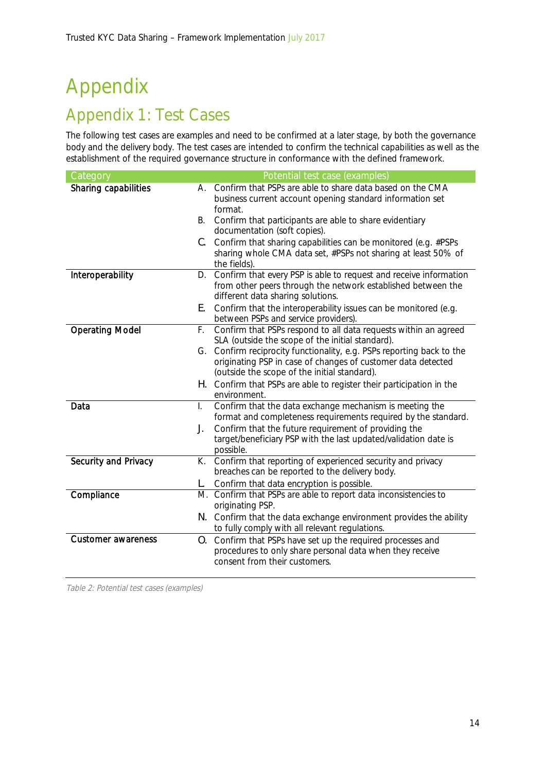# Appendix

## Appendix 1: Test Cases

The following test cases are examples and need to be confirmed at a later stage, by both the governance body and the delivery body. The test cases are intended to confirm the technical capabilities as well as the establishment of the required governance structure in conformance with the defined framework.

| Category | Potential test case (examples) |
|---|---|
| **Sharing capabilities** | A. Confirm that PSPs are able to share data based on the CMA business current account opening standard information set format.<br>B. Confirm that participants are able to share evidentiary documentation (soft copies).<br>C. Confirm that sharing capabilities can be monitored (e.g. #PSPs sharing whole CMA data set, #PSPs not sharing at least 50% of the fields). |
| **Interoperability** | D. Confirm that every PSP is able to request and receive information from other peers through the network established between the different data sharing solutions.<br>E. Confirm that the interoperability issues can be monitored (e.g. between PSPs and service providers). |
| **Operating Model** | F. Confirm that PSPs respond to all data requests within an agreed SLA (outside the scope of the initial standard).<br>G. Confirm reciprocity functionality, e.g. PSPs reporting back to the originating PSP in case of changes of customer data detected (outside the scope of the initial standard).<br>H. Confirm that PSPs are able to register their participation in the environment. |
| **Data** | I. Confirm that the data exchange mechanism is meeting the format and completeness requirements required by the standard.<br>J. Confirm that the future requirement of providing the target/beneficiary PSP with the last updated/validation date is possible. |
| **Security and Privacy** | K. Confirm that reporting of experienced security and privacy breaches can be reported to the delivery body.<br>L. Confirm that data encryption is possible. |
| **Compliance** | M. Confirm that PSPs are able to report data inconsistencies to originating PSP.<br>N. Confirm that the data exchange environment provides the ability to fully comply with all relevant regulations. |
| **Customer awareness** | O. Confirm that PSPs have set up the required processes and procedures to only share personal data when they receive consent from their customers. |

*Table 2: Potential test cases (examples)*